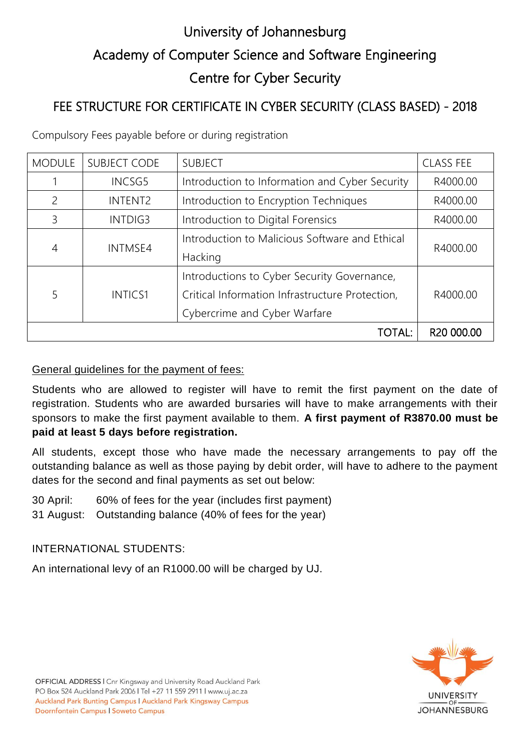# University of Johannesburg

## Academy of Computer Science and Software Engineering

## Centre for Cyber Security

## FEE STRUCTURE FOR CERTIFICATE IN CYBER SECURITY (CLASS BASED) - 2018

Compulsory Fees payable before or during registration

| MODULE | SUBJECT CODE | SUBJECT | CLASS FEE |
| --- | --- | --- | --- |
| 1 | INCSG5 | Introduction to Information and Cyber Security | R4000.00 |
| 2 | INTENT2 | Introduction to Encryption Techniques | R4000.00 |
| 3 | INTDIG3 | Introduction to Digital Forensics | R4000.00 |
| 4 | INTMSE4 | Introduction to Malicious Software and Ethical Hacking | R4000.00 |
| 5 | INTICS1 | Introductions to Cyber Security Governance, Critical Information Infrastructure Protection, Cybercrime and Cyber Warfare | R4000.00 |
| | | TOTAL: | R20 000.00 |

General guidelines for the payment of fees:

Students who are allowed to register will have to remit the first payment on the date of registration. Students who are awarded bursaries will have to make arrangements with their sponsors to make the first payment available to them. **A first payment of R3870.00 must be paid at least 5 days before registration.**

All students, except those who have made the necessary arrangements to pay off the outstanding balance as well as those paying by debit order, will have to adhere to the payment dates for the second and final payments as set out below:

30 April: 60% of fees for the year (includes first payment)
31 August: Outstanding balance (40% of fees for the year)

INTERNATIONAL STUDENTS:

An international levy of an R1000.00 will be charged by UJ.

OFFICIAL ADDRESS I Cnr Kingsway and University Road Auckland Park
PO Box 524 Auckland Park 2006 I Tel +27 11 559 2911 I www.uj.ac.za
Auckland Park Bunting Campus I Auckland Park Kingsway Campus
Doornfontein Campus I Soweto Campus

UNIVERSITY OF JOHANNESBURG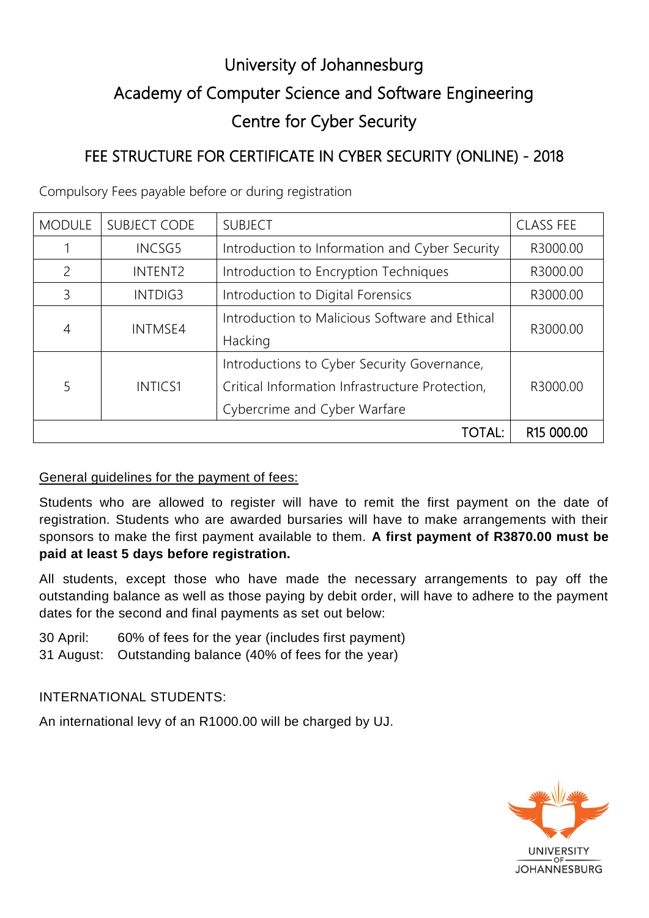# University of Johannesburg

## Academy of Computer Science and Software Engineering

## Centre for Cyber Security

### FEE STRUCTURE FOR CERTIFICATE IN CYBER SECURITY (ONLINE) - 2018

Compulsory Fees payable before or during registration

| MODULE | SUBJECT CODE | SUBJECT | CLASS FEE |
|---|---|---|---|
| 1 | INCSG5 | Introduction to Information and Cyber Security | R3000.00 |
| 2 | INTENT2 | Introduction to Encryption Techniques | R3000.00 |
| 3 | INTDIG3 | Introduction to Digital Forensics | R3000.00 |
| 4 | INTMSE4 | Introduction to Malicious Software and Ethical Hacking | R3000.00 |
| 5 | INTICS1 | Introductions to Cyber Security Governance, Critical Information Infrastructure Protection, Cybercrime and Cyber Warfare | R3000.00 |
| | | TOTAL: | R15 000.00 |

General guidelines for the payment of fees:

Students who are allowed to register will have to remit the first payment on the date of registration. Students who are awarded bursaries will have to make arrangements with their sponsors to make the first payment available to them. **A first payment of R3870.00 must be paid at least 5 days before registration.**

All students, except those who have made the necessary arrangements to pay off the outstanding balance as well as those paying by debit order, will have to adhere to the payment dates for the second and final payments as set out below:

30 April: 60% of fees for the year (includes first payment)
31 August: Outstanding balance (40% of fees for the year)

INTERNATIONAL STUDENTS:

An international levy of an R1000.00 will be charged by UJ.

UNIVERSITY OF JOHANNESBURG